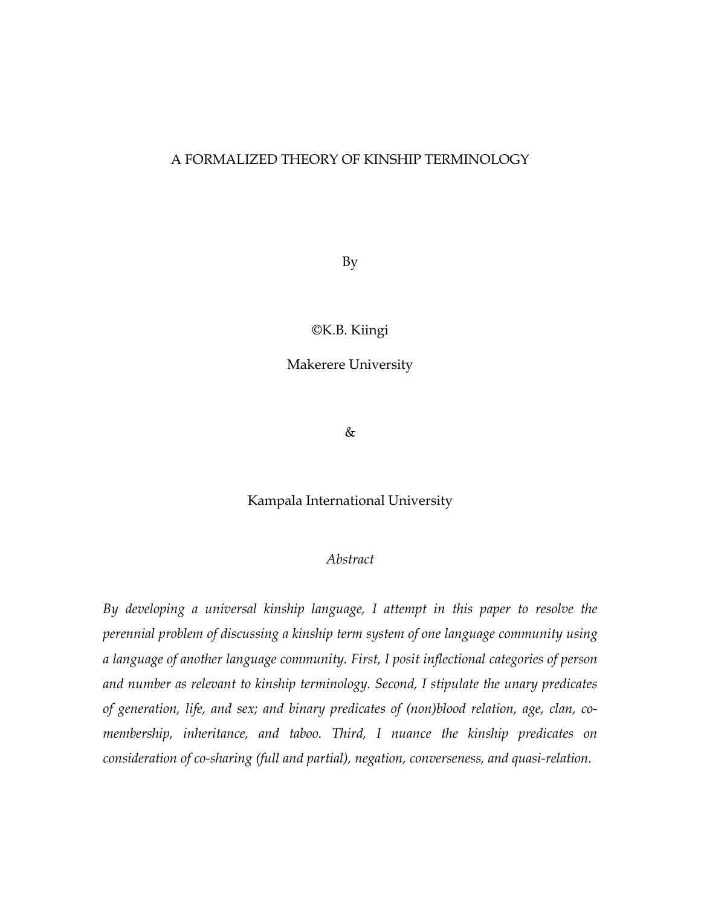# A FORMALIZED THEORY OF KINSHIP TERMINOLOGY

By

©K.B. Kiingi

Makerere University

&

Kampala International University

*Abstract*

*By developing a universal kinship language, I attempt in this paper to resolve the perennial problem of discussing a kinship term system of one language community using a language of another language community. First, I posit inflectional categories of person and number as relevant to kinship terminology. Second, I stipulate the unary predicates of generation, life, and sex; and binary predicates of (non)blood relation, age, clan, co-membership, inheritance, and taboo. Third, I nuance the kinship predicates on consideration of co-sharing (full and partial), negation, converseness, and quasi-relation.*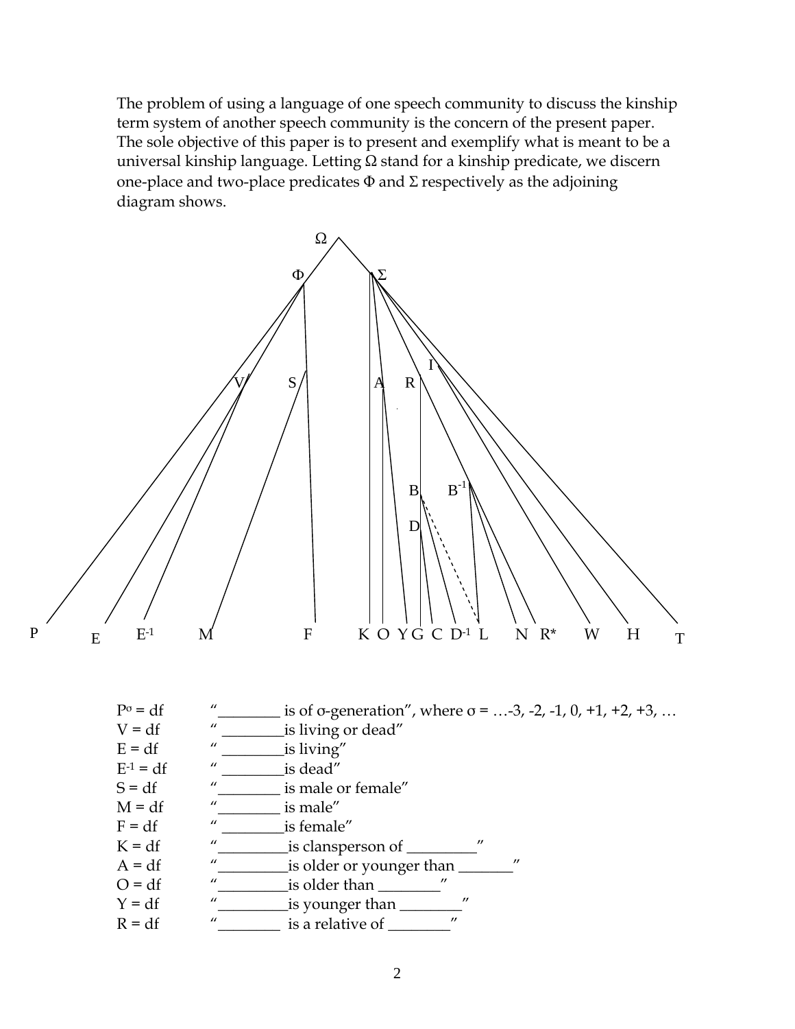The problem of using a language of one speech community to discuss the kinship term system of another speech community is the concern of the present paper. The sole objective of this paper is to present and exemplify what is meant to be a universal kinship language. Letting Ω stand for a kinship predicate, we discern one-place and two-place predicates Φ and Σ respectively as the adjoining diagram shows.

$P^{\sigma}$ = df “________ is of σ-generation”, where σ = …-3, -2, -1, 0, +1, +2, +3, …
V = df “ ________is living or dead”
E = df “ ________is living”
$E^{-1}$ = df “ ________is dead”
S = df “________ is male or female”
M = df “________ is male”
F = df “ ________is female”
K = df “_________is clansperson of _________”
A = df “_________is older or younger than _______”
O = df “_________is older than ________”
Y = df “_________is younger than ________”
R = df “________ is a relative of ________”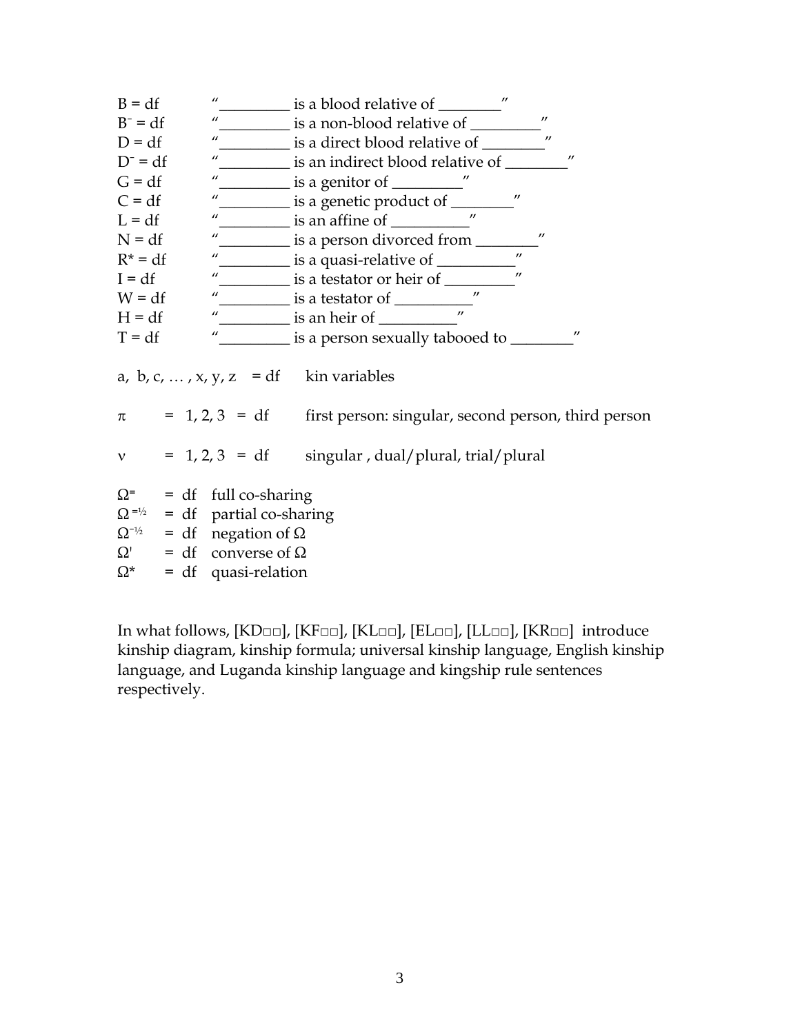B = df        "_________ is a blood relative of ________"

$B^{-}$ = df        "_________ is a non-blood relative of _________"

D = df        "_________ is a direct blood relative of ________"

$D^{-}$ = df        "_________ is an indirect blood relative of ________"

G = df        "_________ is a genitor of _________"

C = df        "_________ is a genetic product of ________"

L = df        "_________ is an affine of __________"

N = df        "_________ is a person divorced from ________"

R* = df        "_________ is a quasi-relative of __________"

I = df        "_________ is a testator or heir of _________"

W = df        "_________ is a testator of __________"

H = df        "_________ is an heir of __________"

T = df        "_________ is a person sexually tabooed to ________"

a, b, c, … , x, y, z  = df    kin variables

$\pi$  = 1, 2, 3 = df    first person: singular, second person, third person

$\nu$  = 1, 2, 3 = df    singular , dual/plural, trial/plural

$\Omega^{=}$  = df  full co-sharing

$\Omega^{=½}$  = df  partial co-sharing

$\Omega^{-½}$  = df  negation of $\Omega$

$\Omega'$  = df  converse of $\Omega$

$\Omega^{*}$  = df  quasi-relation

In what follows, [KD□□], [KF□□], [KL□□], [EL□□], [LL□□], [KR□□] introduce kinship diagram, kinship formula; universal kinship language, English kinship language, and Luganda kinship language and kingship rule sentences respectively.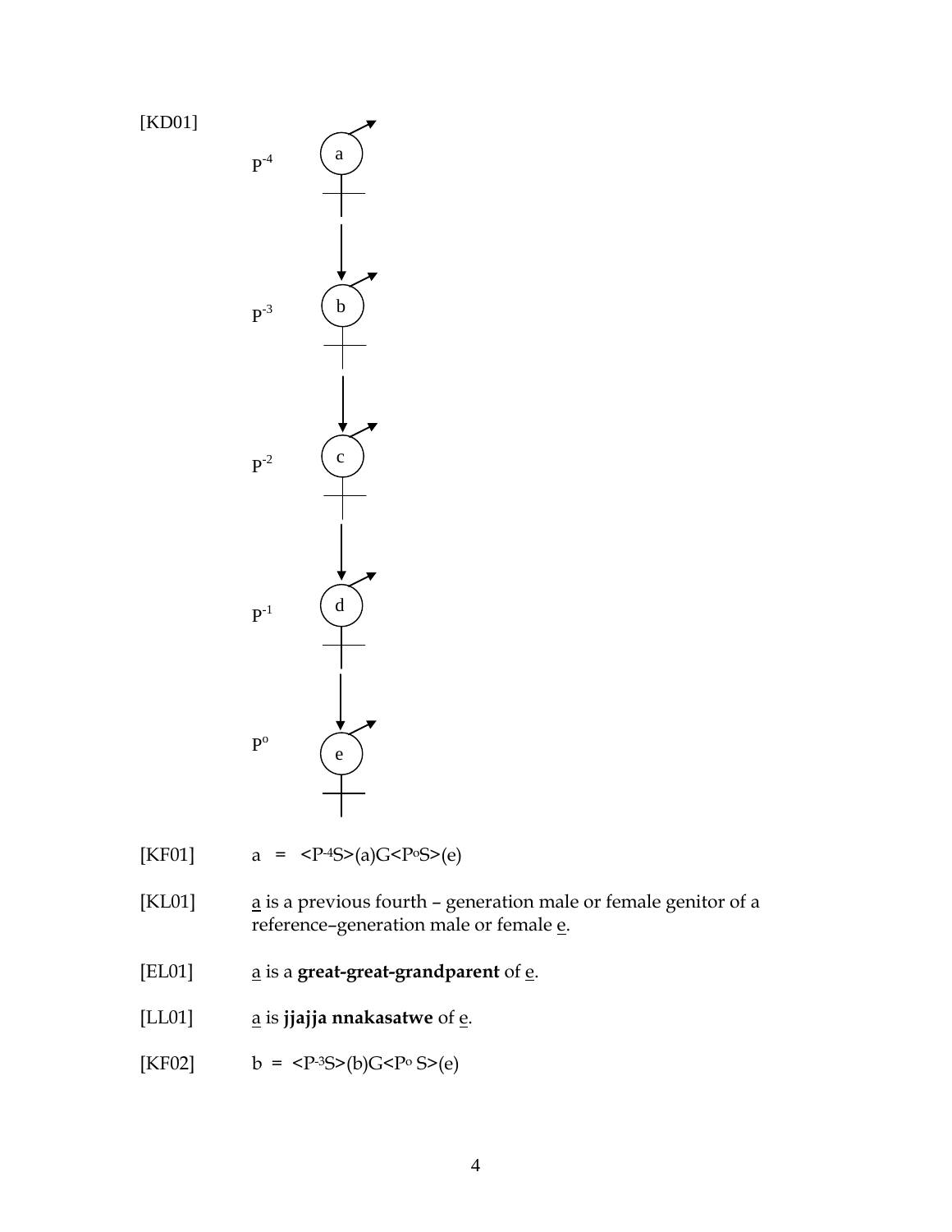[KD01]

$P^{-4}$ a

$P^{-3}$ b

$P^{-2}$ c

$P^{-1}$ d

$P^{o}$ e

[KF01] a = <$P^{-4}$S>(a)G<$P^{o}$S>(e)

[KL01] a is a previous fourth – generation male or female genitor of a reference–generation male or female e.

[EL01] a is a **great-great-grandparent** of e.

[LL01] a is **jjajja nnakasatwe** of e.

[KF02] b = <$P^{-3}$S>(b)G<$P^{o}$ S>(e)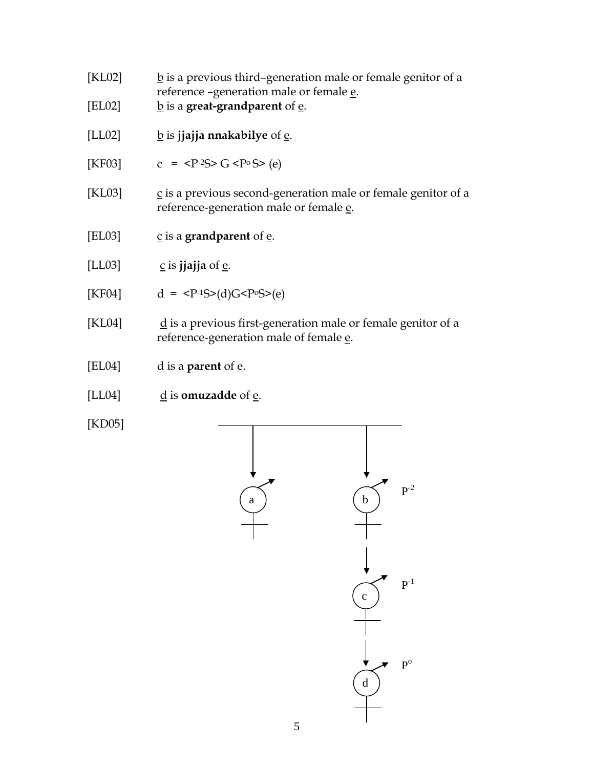[KL02] b is a previous third–generation male or female genitor of a reference –generation male or female e.

[EL02] b is a **great-grandparent** of e.

[LL02] b is **jjajja nnakabilye** of e.

[KF03] c = <$P^{-2}$S> G <$P^{o}$ S> (e)

[KL03] c is a previous second-generation male or female genitor of a reference-generation male or female e.

[EL03] c is a **grandparent** of e.

[LL03] c is **jjajja** of e.

[KF04] d = <$P^{-1}$S>(d)G<$P^{o}$S>(e)

[KL04] d is a previous first-generation male or female genitor of a reference-generation male of female e.

[EL04] d is a **parent** of e.

[LL04] d is **omuzadde** of e.

[KD05]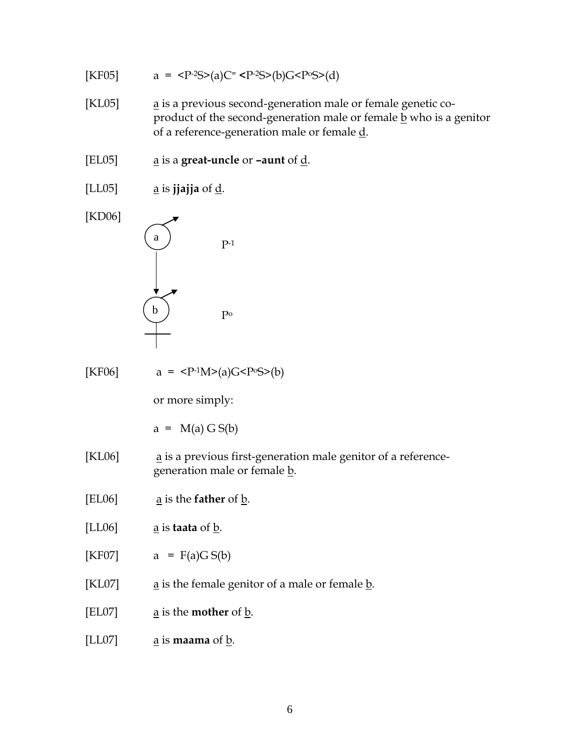[KF05] $a = \langle P^{-2}S\rangle(a)C^{=} \langle P^{-2}S\rangle(b)G\langle P^{o}S\rangle(d)$

[KL05] a is a previous second-generation male or female genetic co-product of the second-generation male or female b who is a genitor of a reference-generation male or female d.

[EL05] a is a **great-uncle** or **–aunt** of d.

[LL05] a is **jjajja** of d.

[KD06]

a — $P^{-1}$

b — $P^{o}$

[KF06] $a = \langle P^{-1}M\rangle(a)G\langle P^{o}S\rangle(b)$

or more simply:

$a = M(a)\ G\ S(b)$

[KL06] a is a previous first-generation male genitor of a reference-generation male or female b.

[EL06] a is the **father** of b.

[LL06] a is **taata** of b.

[KF07] $a = F(a)G\ S(b)$

[KL07] a is the female genitor of a male or female b.

[EL07] a is the **mother** of b.

[LL07] a is **maama** of b.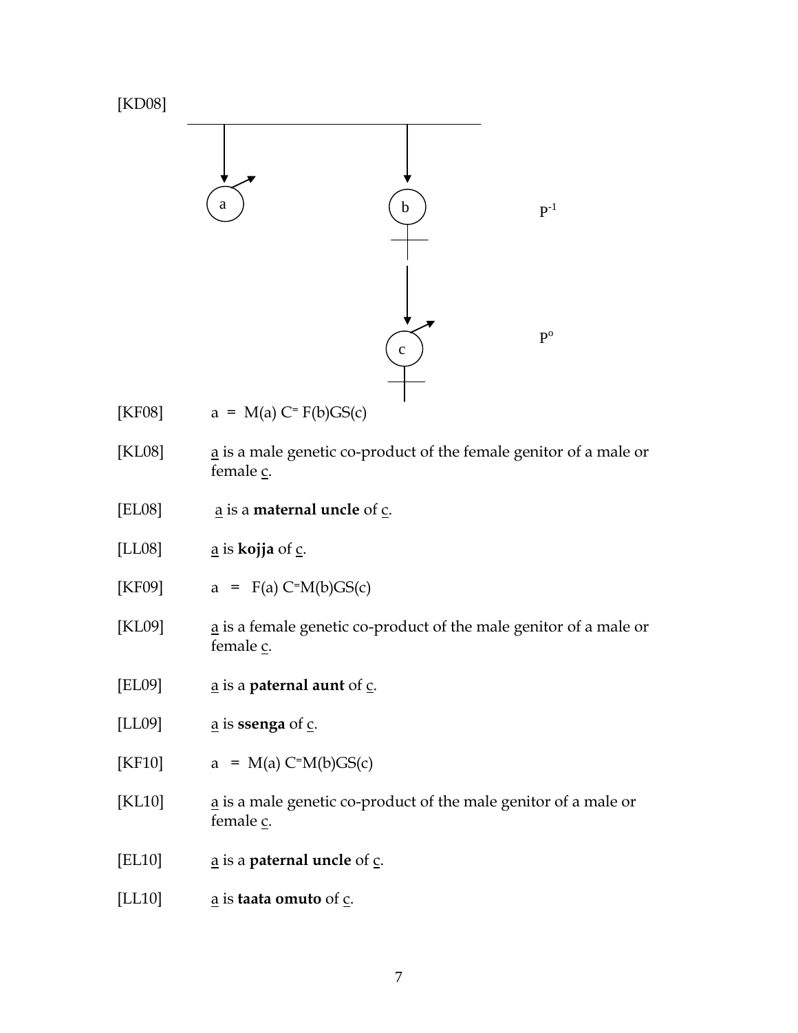[KD08]

P$^{-1}$

P$^{o}$

[KF08] a = M(a) C$^{=}$ F(b)GS(c)

[KL08] a is a male genetic co-product of the female genitor of a male or female c.

[EL08] a is a **maternal uncle** of c.

[LL08] a is **kojja** of c.

[KF09] a = F(a) C$^{=}$M(b)GS(c)

[KL09] a is a female genetic co-product of the male genitor of a male or female c.

[EL09] a is a **paternal aunt** of c.

[LL09] a is **ssenga** of c.

[KF10] a = M(a) C$^{=}$M(b)GS(c)

[KL10] a is a male genetic co-product of the male genitor of a male or female c.

[EL10] a is a **paternal uncle** of c.

[LL10] a is **taata omuto** of c.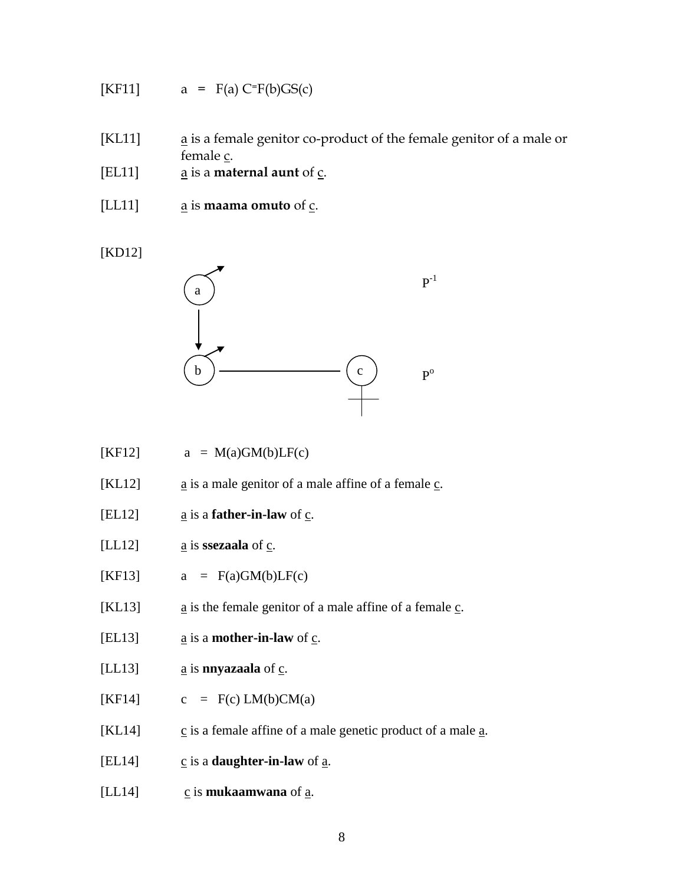[KF11] a = F(a) C⁼F(b)GS(c)

[KL11] a is a female genitor co-product of the female genitor of a male or female c.

[EL11] a is a **maternal aunt** of c.

[LL11] a is **maama omuto** of c.

[KD12]

a

b ———— c

$P^{-1}$

$P^{o}$

[KF12] a = M(a)GM(b)LF(c)

[KL12] a is a male genitor of a male affine of a female c.

[EL12] a is a **father-in-law** of c.

[LL12] a is **ssezaala** of c.

[KF13] a = F(a)GM(b)LF(c)

[KL13] a is the female genitor of a male affine of a female c.

[EL13] a is a **mother-in-law** of c.

[LL13] a is **nnyazaala** of c.

[KF14] c = F(c) LM(b)CM(a)

[KL14] c is a female affine of a male genetic product of a male a.

[EL14] c is a **daughter-in-law** of a.

[LL14] c is **mukaamwana** of a.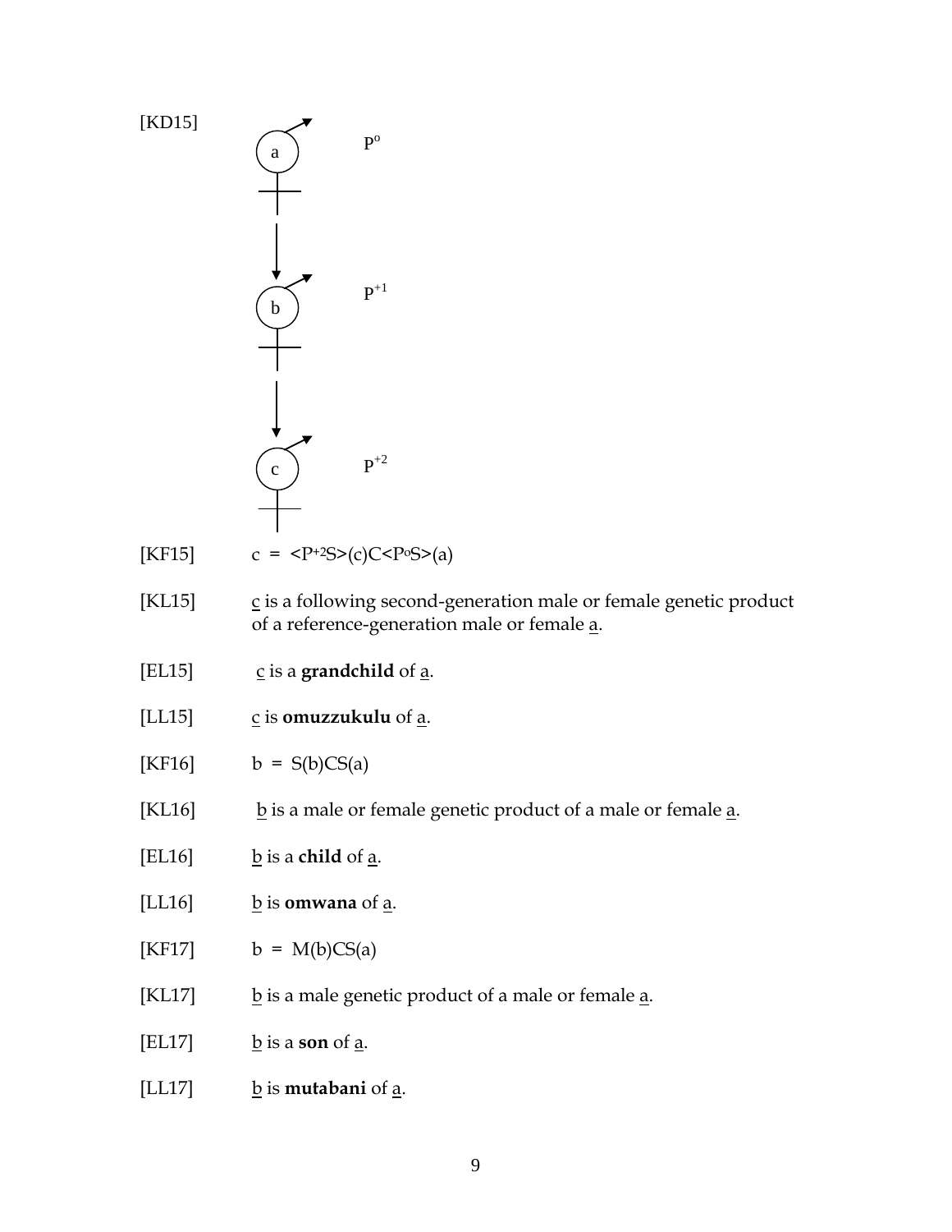[KD15]

a — $P^{o}$

b — $P^{+1}$

c — $P^{+2}$

[KF15] c = <$P^{+2}$S>(c)C<$P^{o}$S>(a)

[KL15] c is a following second-generation male or female genetic product of a reference-generation male or female a.

[EL15] c is a **grandchild** of a.

[LL15] c is **omuzzukulu** of a.

[KF16] b = S(b)CS(a)

[KL16] b is a male or female genetic product of a male or female a.

[EL16] b is a **child** of a.

[LL16] b is **omwana** of a.

[KF17] b = M(b)CS(a)

[KL17] b is a male genetic product of a male or female a.

[EL17] b is a **son** of a.

[LL17] b is **mutabani** of a.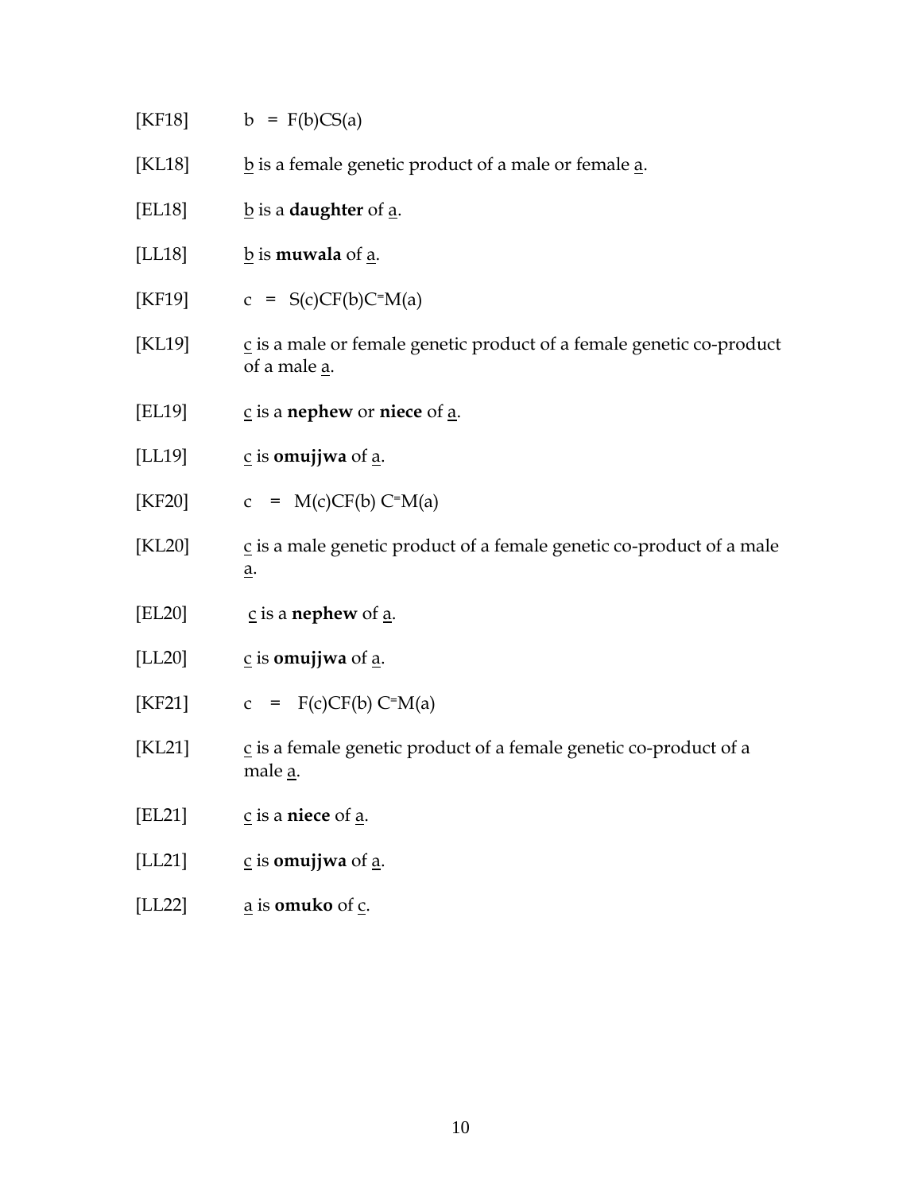[KF18] $b = F(b)CS(a)$

[KL18] <u>b</u> is a female genetic product of a male or female <u>a</u>.

[EL18] <u>b</u> is a **daughter** of <u>a</u>.

[LL18] <u>b</u> is **muwala** of <u>a</u>.

[KF19] $c = S(c)CF(b)C^{=}M(a)$

[KL19] <u>c</u> is a male or female genetic product of a female genetic co-product of a male <u>a</u>.

[EL19] <u>c</u> is a **nephew** or **niece** of <u>a</u>.

[LL19] <u>c</u> is **omujjwa** of <u>a</u>.

[KF20] $c = M(c)CF(b) C^{=}M(a)$

[KL20] <u>c</u> is a male genetic product of a female genetic co-product of a male <u>a</u>.

[EL20] <u>c</u> is a **nephew** of <u>a</u>.

[LL20] <u>c</u> is **omujjwa** of <u>a</u>.

[KF21] $c = F(c)CF(b) C^{=}M(a)$

[KL21] <u>c</u> is a female genetic product of a female genetic co-product of a male <u>a</u>.

[EL21] <u>c</u> is a **niece** of <u>a</u>.

[LL21] <u>c</u> is **omujjwa** of <u>a</u>.

[LL22] <u>a</u> is **omuko** of <u>c</u>.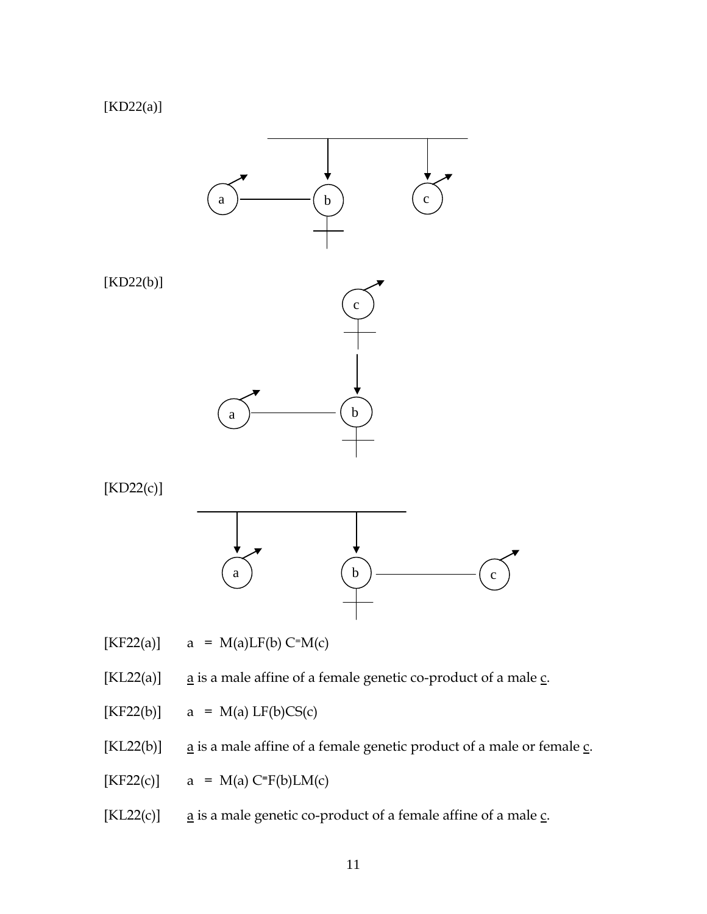[KD22(a)]

[KD22(b)]

[KD22(c)]

[KF22(a)]  a = M(a)LF(b) C⁼M(c)

[KL22(a)]  a is a male affine of a female genetic co-product of a male c.

[KF22(b)]  a = M(a) LF(b)CS(c)

[KL22(b)]  a is a male affine of a female genetic product of a male or female c.

[KF22(c)]  a = M(a) C⁼F(b)LM(c)

[KL22(c)]  a is a male genetic co-product of a female affine of a male c.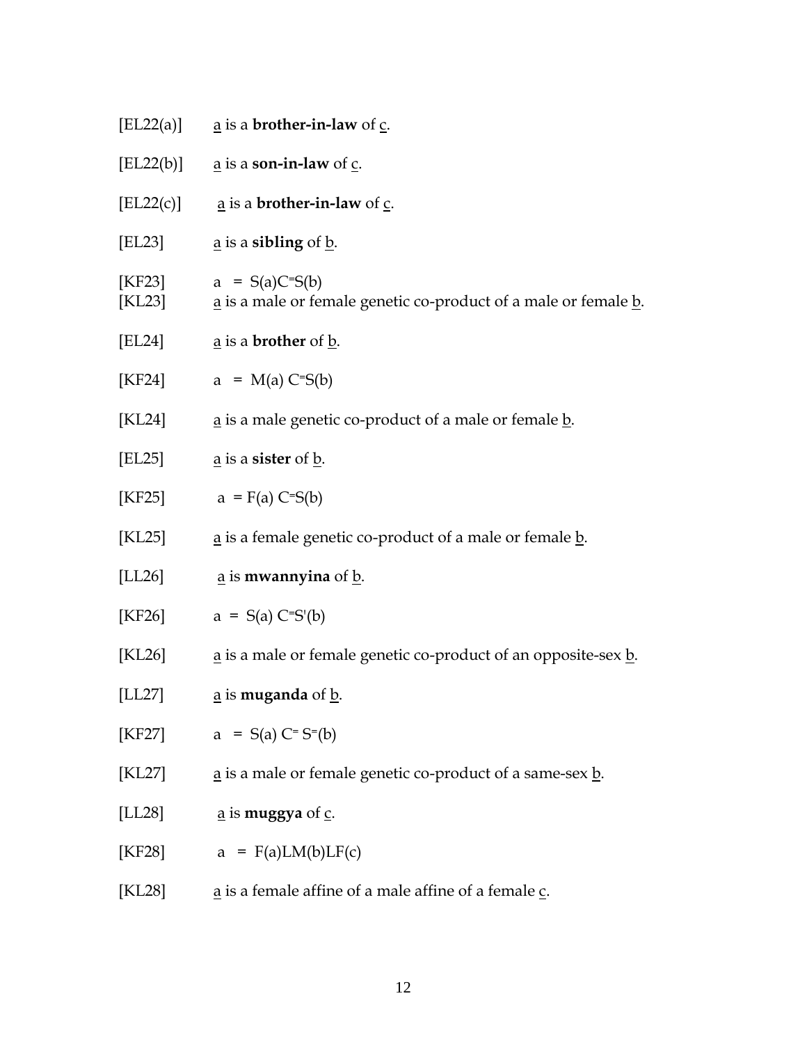[EL22(a)]  a is a **brother-in-law** of c.

[EL22(b)]  a is a **son-in-law** of c.

[EL22(c)]  a is a **brother-in-law** of c.

[EL23]  a is a **sibling** of b.

[KF23]  $a = S(a)C^{=}S(b)$
[KL23]  a is a male or female genetic co-product of a male or female b.

[EL24]  a is a **brother** of b.

[KF24]  $a = M(a)\ C^{=}S(b)$

[KL24]  a is a male genetic co-product of a male or female b.

[EL25]  a is a **sister** of b.

[KF25]  $a = F(a)\ C^{=}S(b)$

[KL25]  a is a female genetic co-product of a male or female b.

[LL26]  a is **mwannyina** of b.

[KF26]  $a = S(a)\ C^{=}S'(b)$

[KL26]  a is a male or female genetic co-product of an opposite-sex b.

[LL27]  a is **muganda** of b.

[KF27]  $a = S(a)\ C^{=}\ S^{=}(b)$

[KL27]  a is a male or female genetic co-product of a same-sex b.

[LL28]  a is **muggya** of c.

[KF28]  $a = F(a)LM(b)LF(c)$

[KL28]  a is a female affine of a male affine of a female c.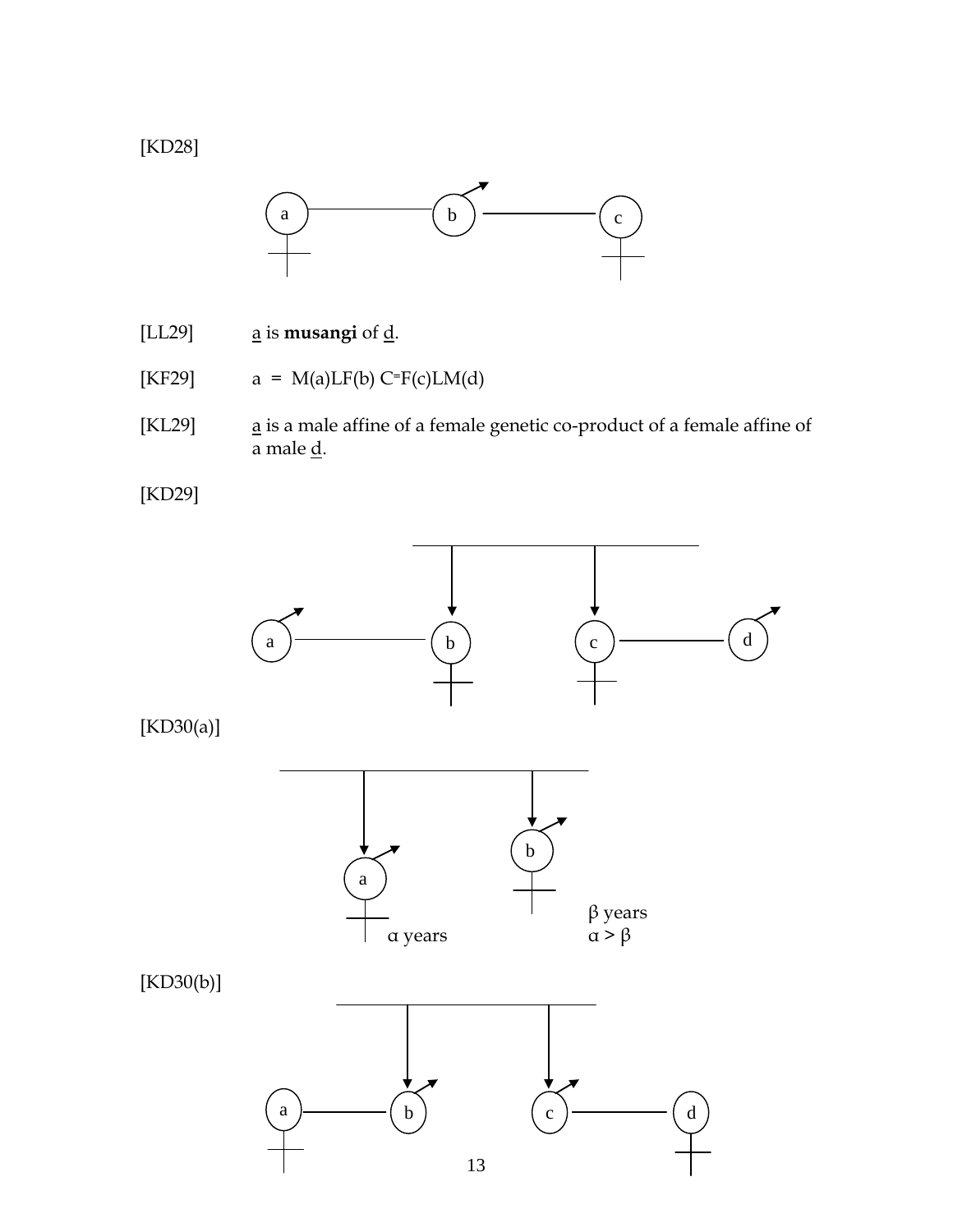[KD28]

[LL29] a is **musangi** of d.

[KF29] a = M(a)LF(b) C=F(c)LM(d)

[KL29] a is a male affine of a female genetic co-product of a female affine of a male d.

[KD29]

[KD30(a)]

α years

β years
α > β

[KD30(b)]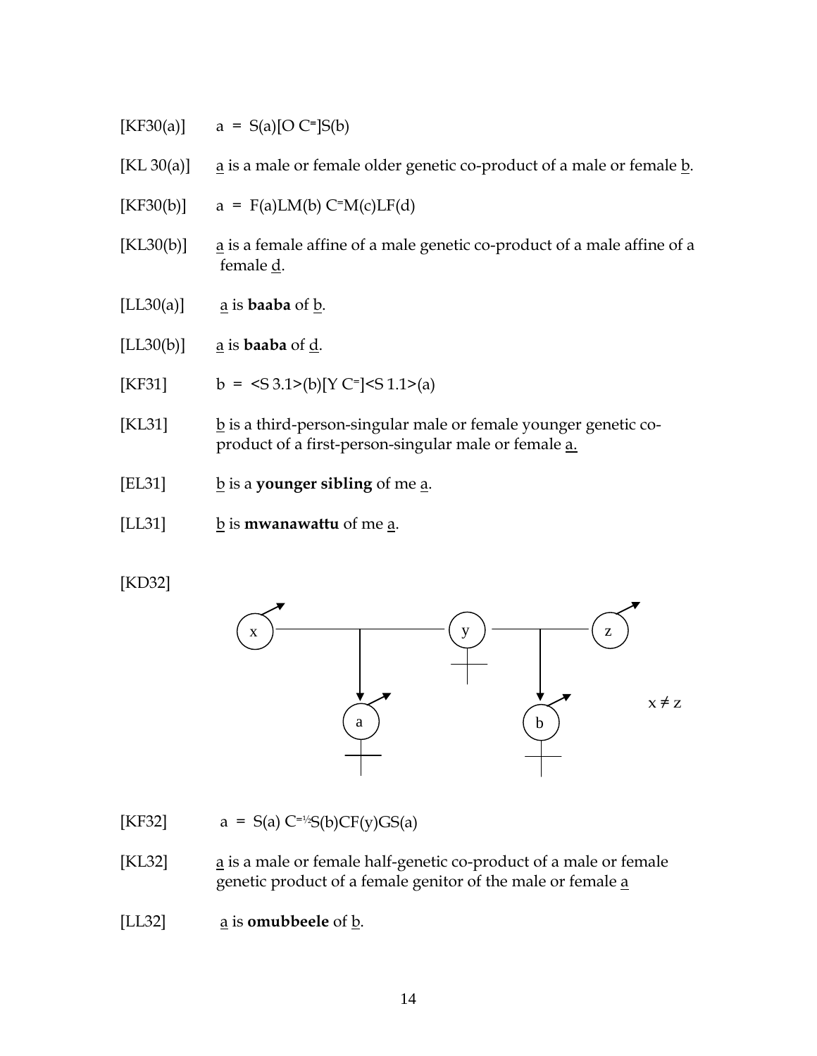[KF30(a)] a = S(a)[O C⁼]S(b)

[KL 30(a)] a is a male or female older genetic co-product of a male or female b.

[KF30(b)] a = F(a)LM(b) C⁼M(c)LF(d)

[KL30(b)] a is a female affine of a male genetic co-product of a male affine of a female d.

[LL30(a)] a is **baaba** of b.

[LL30(b)] a is **baaba** of d.

[KF31] b = <S 3.1>(b)[Y C⁼]<S 1.1>(a)

[KL31] b is a third-person-singular male or female younger genetic co-product of a first-person-singular male or female a.

[EL31] b is a **younger sibling** of me a.

[LL31] b is **mwanawattu** of me a.

[KD32]

x ≠ z

[KF32] a = S(a) C⁼½S(b)CF(y)GS(a)

[KL32] a is a male or female half-genetic co-product of a male or female genetic product of a female genitor of the male or female a

[LL32] a is **omubbeele** of b.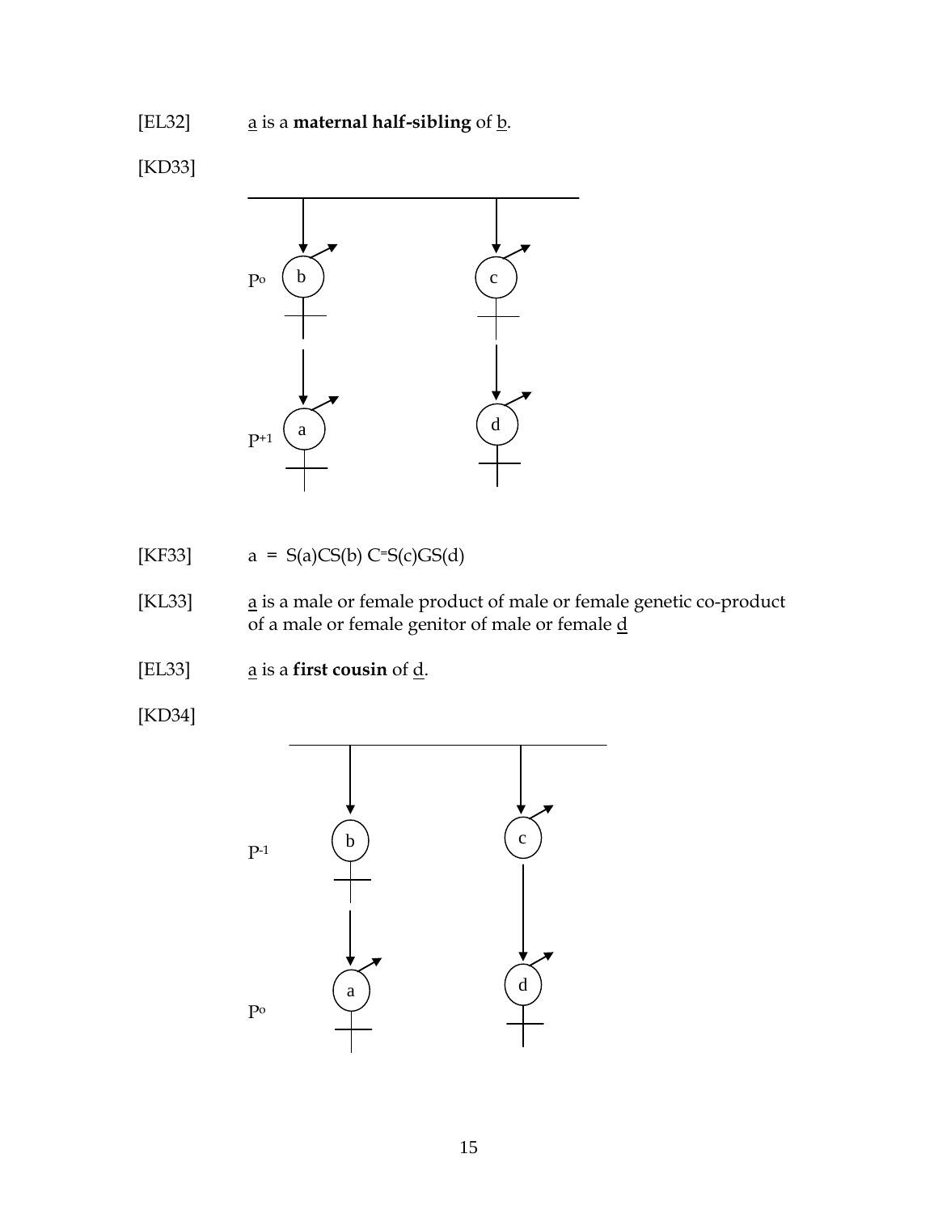[EL32] a is a **maternal half-sibling** of b.

[KD33]

[KF33] a = S(a)CS(b) C=S(c)GS(d)

[KL33] a is a male or female product of male or female genetic co-product of a male or female genitor of male or female d

[EL33] a is a **first cousin** of d.

[KD34]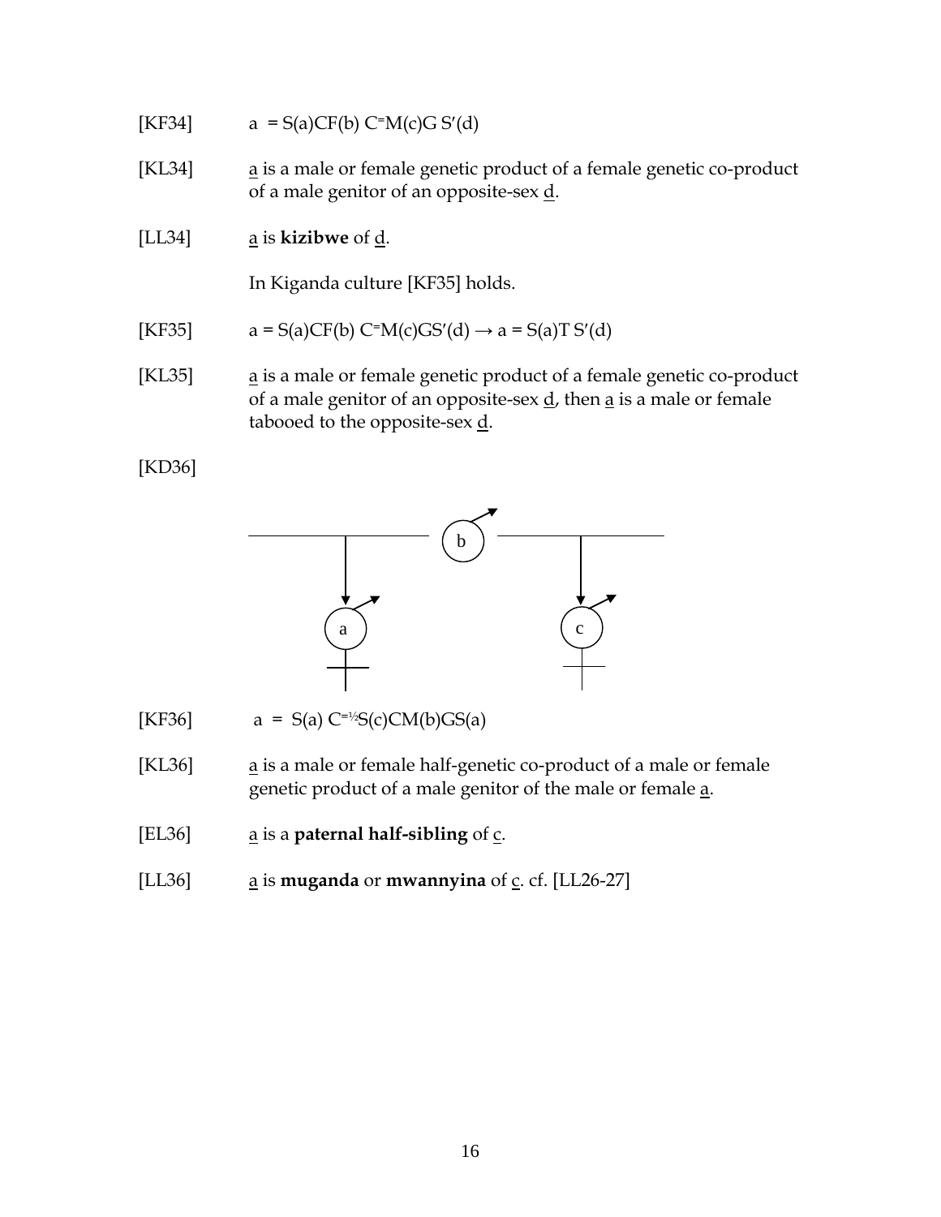[KF34] $a = S(a)CF(b)\ C^{=}M(c)G\ S'(d)$

[KL34] a is a male or female genetic product of a female genetic co-product of a male genitor of an opposite-sex d.

[LL34] a is **kizibwe** of d.

In Kiganda culture [KF35] holds.

[KF35] $a = S(a)CF(b)\ C^{=}M(c)GS'(d) \rightarrow a = S(a)T\ S'(d)$

[KL35] a is a male or female genetic product of a female genetic co-product of a male genitor of an opposite-sex d, then a is a male or female tabooed to the opposite-sex d.

[KD36]

[KF36] $a = S(a)\ C^{=\frac{1}{2}}S(c)CM(b)GS(a)$

[KL36] a is a male or female half-genetic co-product of a male or female genetic product of a male genitor of the male or female a.

[EL36] a is a **paternal half-sibling** of c.

[LL36] a is **muganda** or **mwannyina** of c. cf. [LL26-27]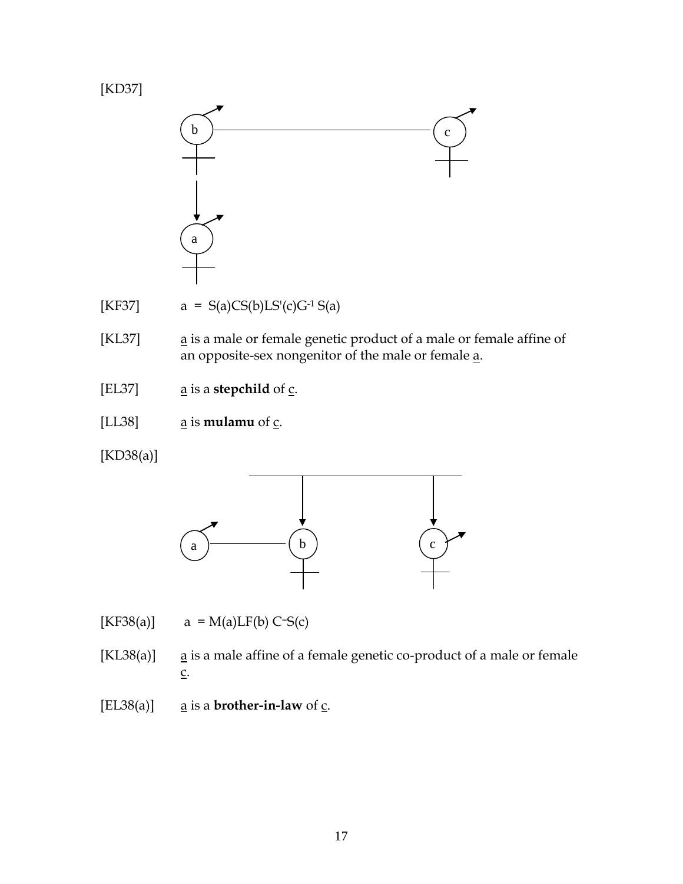[KD37]

[KF37]  a = S(a)CS(b)LS'(c)$G^{-1}$ S(a)

[KL37]  a is a male or female genetic product of a male or female affine of an opposite-sex nongenitor of the male or female a.

[EL37]  a is a **stepchild** of c.

[LL38]  a is **mulamu** of c.

[KD38(a)]

[KF38(a)]  a = M(a)LF(b) $C^{=}$S(c)

[KL38(a)]  a is a male affine of a female genetic co-product of a male or female c.

[EL38(a)]  a is a **brother-in-law** of c.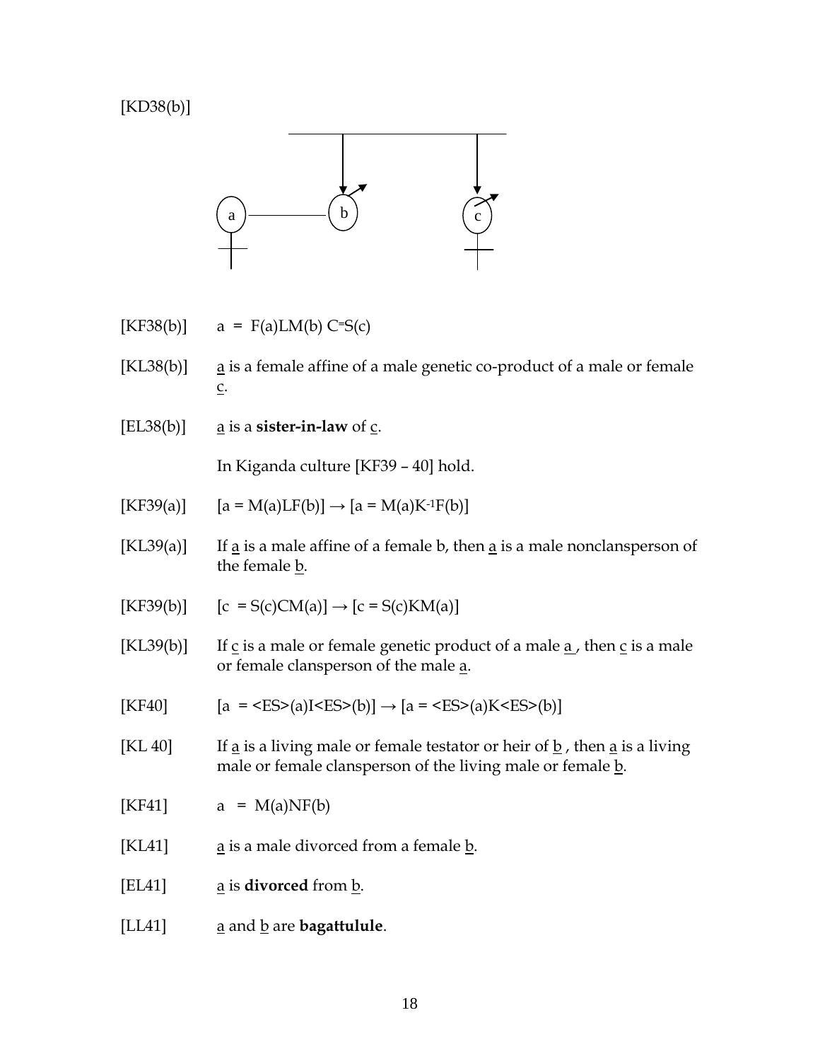[KD38(b)]

[KF38(b)] a = F(a)LM(b) C⁼S(c)

[KL38(b)] a is a female affine of a male genetic co-product of a male or female c.

[EL38(b)] a is a **sister-in-law** of c.

In Kiganda culture [KF39 – 40] hold.

[KF39(a)] [a = M(a)LF(b)] → [a = M(a)$K^{-1}$F(b)]

[KL39(a)] If a is a male affine of a female b, then a is a male nonclansperson of the female b.

[KF39(b)] [c = S(c)CM(a)] → [c = S(c)KM(a)]

[KL39(b)] If c is a male or female genetic product of a male a , then c is a male or female clansperson of the male a.

[KF40] [a = <ES>(a)I<ES>(b)] → [a = <ES>(a)K<ES>(b)]

[KL 40] If a is a living male or female testator or heir of b , then a is a living male or female clansperson of the living male or female b.

[KF41] a = M(a)NF(b)

[KL41] a is a male divorced from a female b.

[EL41] a is **divorced** from b.

[LL41] a and b are **bagattulule**.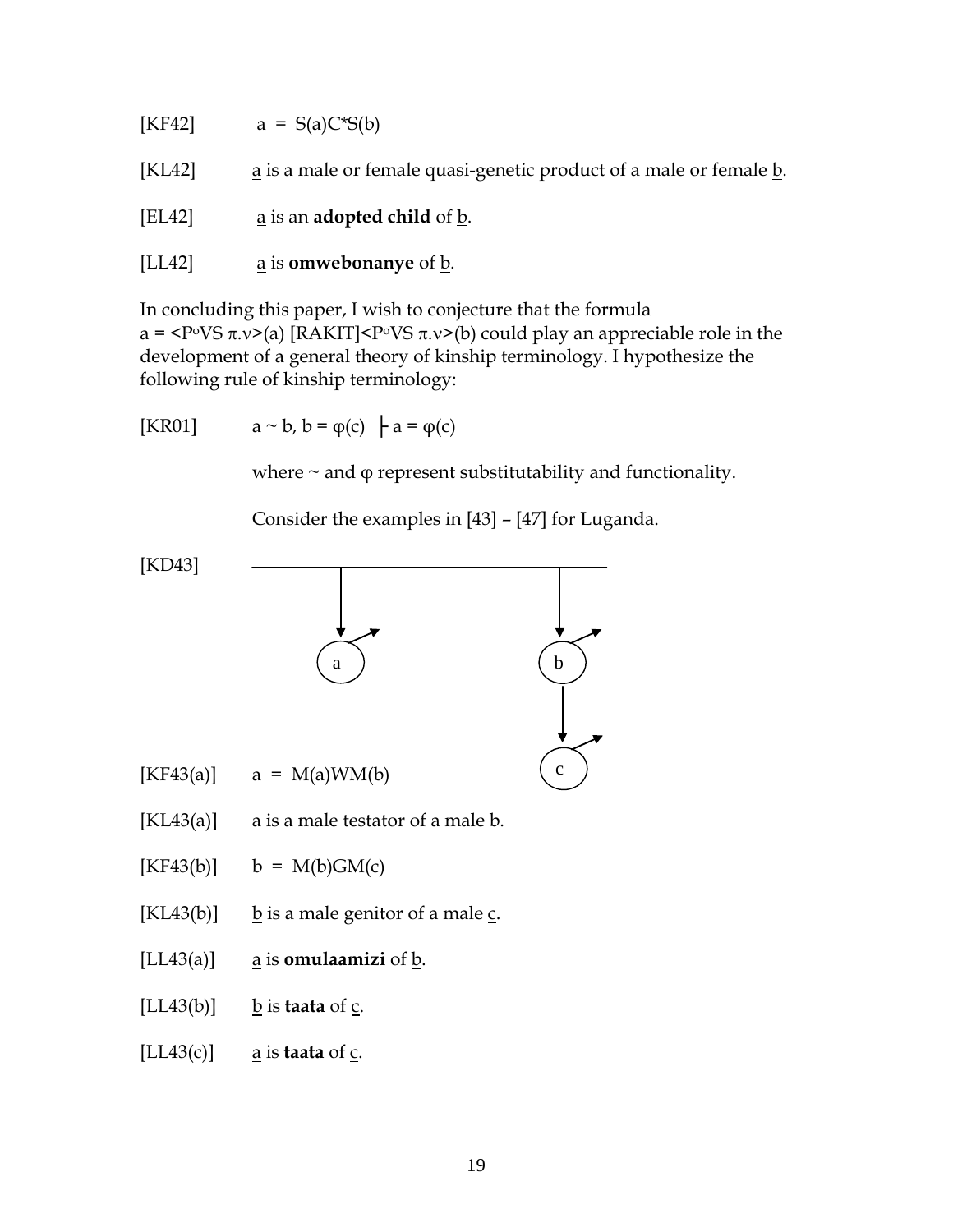[KF42] $a = S(a)C^*S(b)$

[KL42] a is a male or female quasi-genetic product of a male or female b.

[EL42] a is an **adopted child** of b.

[LL42] a is **omwebonanye** of b.

In concluding this paper, I wish to conjecture that the formula $a = \langle P^{\sigma}VS\ \pi.\nu \rangle(a)\ [RAKIT] \langle P^{\sigma}VS\ \pi.\nu \rangle(b)$ could play an appreciable role in the development of a general theory of kinship terminology. I hypothesize the following rule of kinship terminology:

[KR01] $a \sim b,\ b = \varphi(c)\ \vdash a = \varphi(c)$

where $\sim$ and $\varphi$ represent substitutability and functionality.

Consider the examples in [43] – [47] for Luganda.

[KD43]

[KF43(a)] $a = M(a)WM(b)$

[KL43(a)] a is a male testator of a male b.

[KF43(b)] $b = M(b)GM(c)$

[KL43(b)] b is a male genitor of a male c.

[LL43(a)] a is **omulaamizi** of b.

[LL43(b)] b is **taata** of c.

[LL43(c)] a is **taata** of c.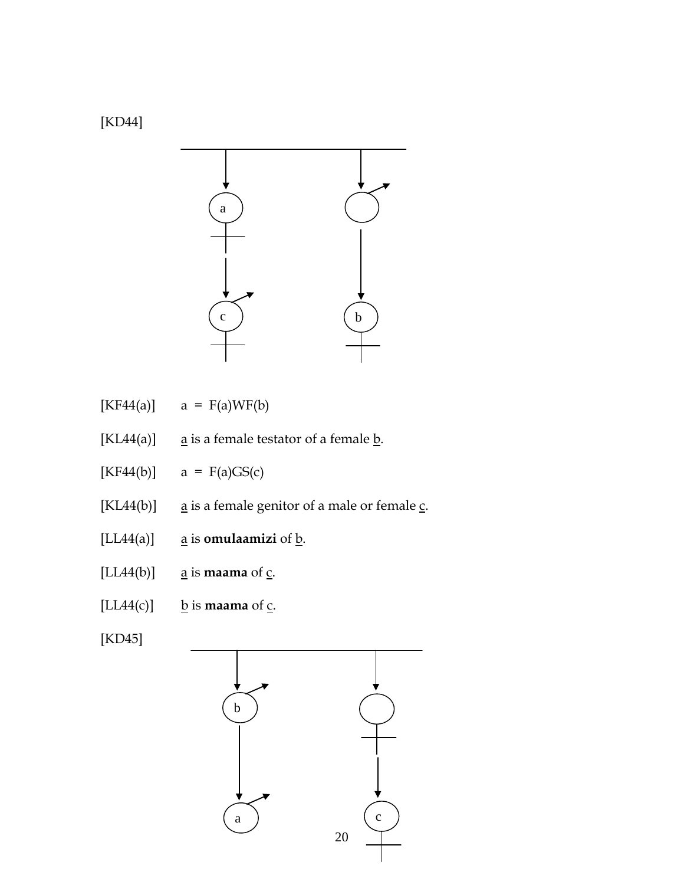[KD44]

[KF44(a)]  a = F(a)WF(b)

[KL44(a)]  a is a female testator of a female b.

[KF44(b)]  a = F(a)GS(c)

[KL44(b)]  a is a female genitor of a male or female c.

[LL44(a)]  a is **omulaamizi** of b.

[LL44(b)]  a is **maama** of c.

[LL44(c)]  b is **maama** of c.

[KD45]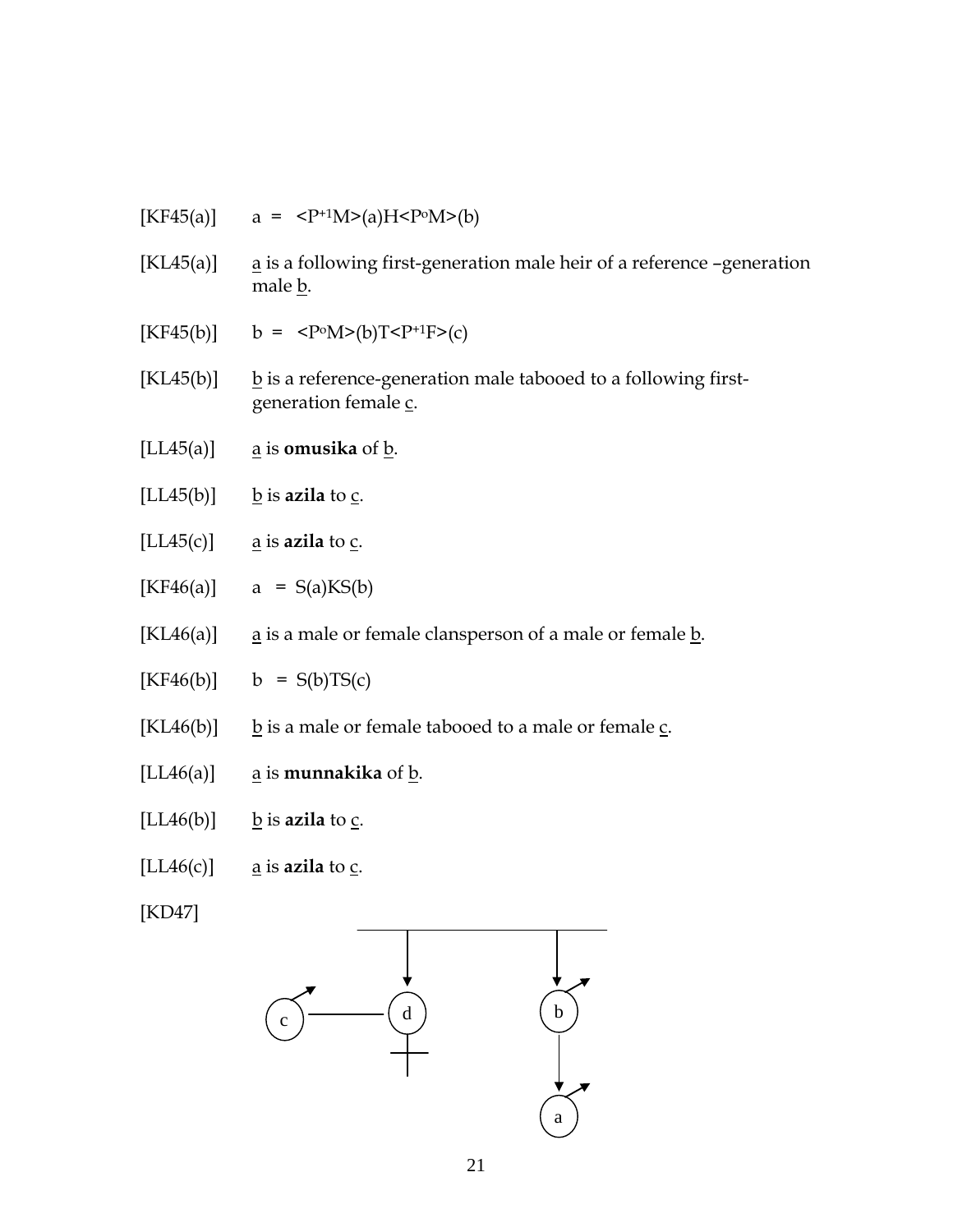[KF45(a)]  a = <$P^{+1}$M>(a)H<$P^{o}$M>(b)

[KL45(a)]  a is a following first-generation male heir of a reference –generation male b.

[KF45(b)]  b = <$P^{o}$M>(b)T<$P^{+1}$F>(c)

[KL45(b)]  b is a reference-generation male tabooed to a following first-generation female c.

[LL45(a)]  a is **omusika** of b.

[LL45(b)]  b is **azila** to c.

[LL45(c)]  a is **azila** to c.

[KF46(a)]  a = S(a)KS(b)

[KL46(a)]  a is a male or female clansperson of a male or female b.

[KF46(b)]  b = S(b)TS(c)

[KL46(b)]  b is a male or female tabooed to a male or female c.

[LL46(a)]  a is **munnakika** of b.

[LL46(b)]  b is **azila** to c.

[LL46(c)]  a is **azila** to c.

[KD47]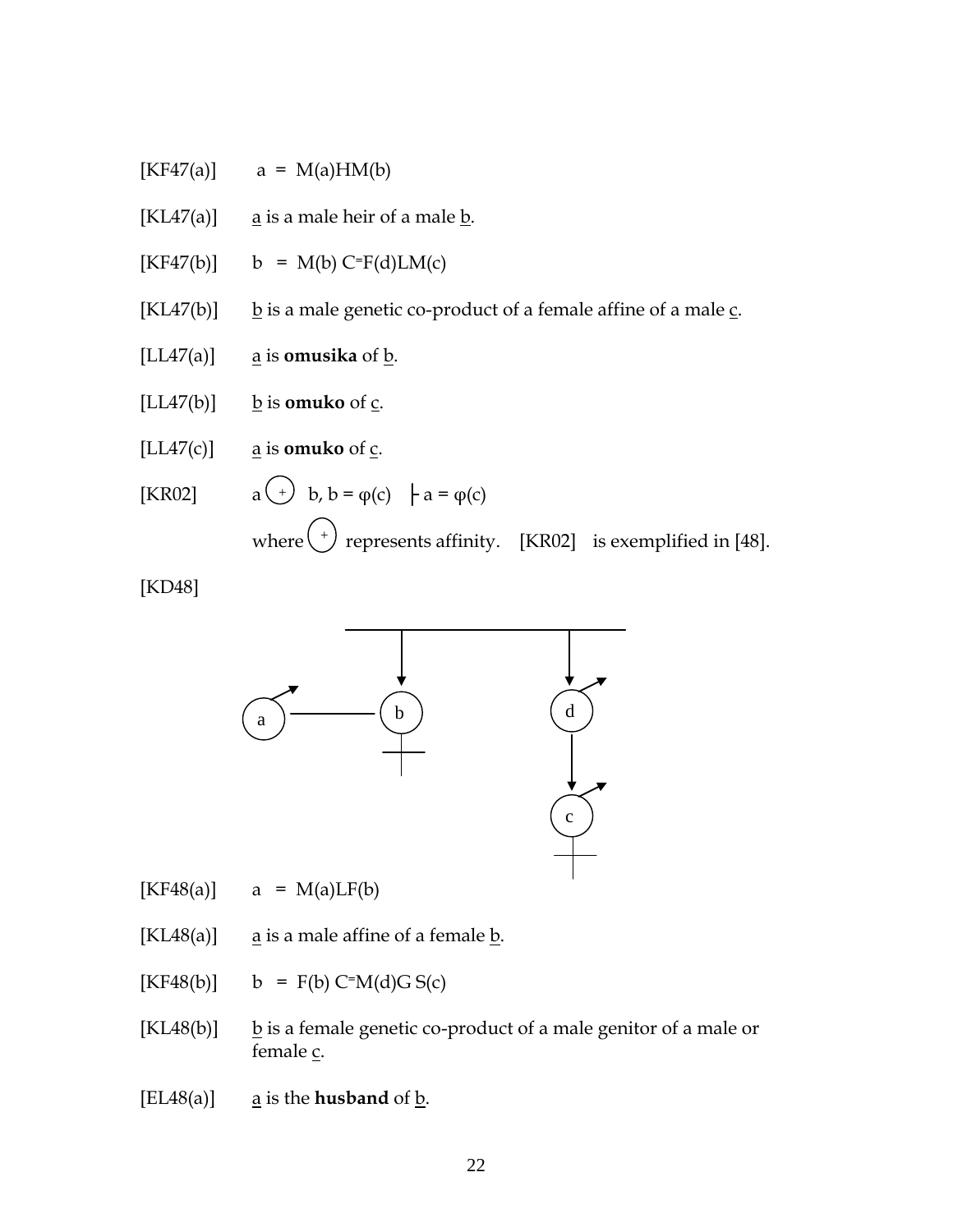[KF47(a)] a = M(a)HM(b)

[KL47(a)] a is a male heir of a male b.

[KF47(b)] b = M(b) C⁼F(d)LM(c)

[KL47(b)] b is a male genetic co-product of a female affine of a male c.

[LL47(a)] a is **omusika** of b.

[LL47(b)] b is **omuko** of c.

[LL47(c)] a is **omuko** of c.

[KR02] $a \oplus b, b = \varphi(c) \vdash a = \varphi(c)$

where $\oplus$ represents affinity. [KR02] is exemplified in [48].

[KD48]

[KF48(a)] a = M(a)LF(b)

[KL48(a)] a is a male affine of a female b.

[KF48(b)] b = F(b) C⁼M(d)G S(c)

[KL48(b)] b is a female genetic co-product of a male genitor of a male or female c.

[EL48(a)] a is the **husband** of b.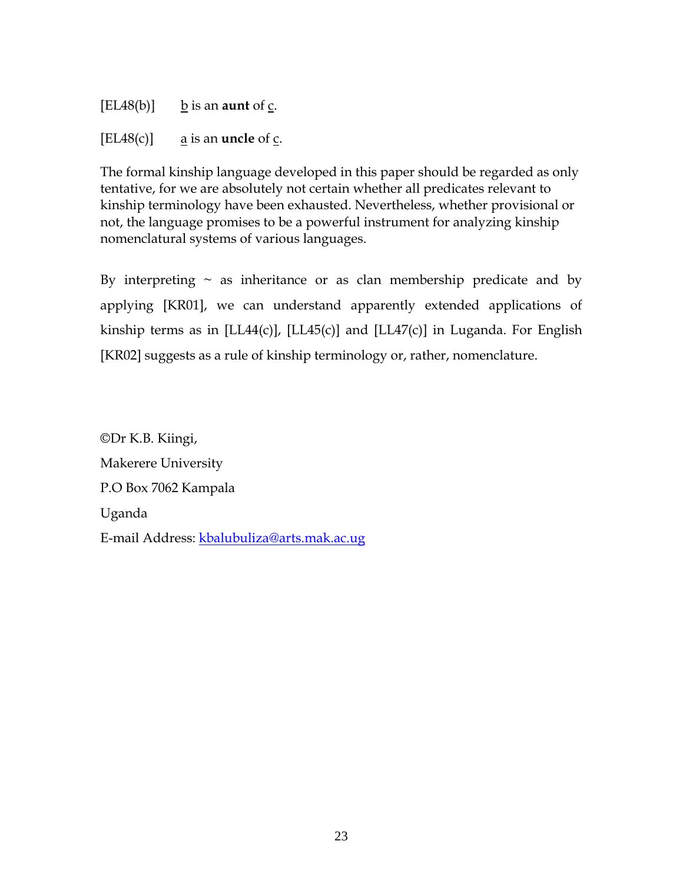[EL48(b)]  b is an **aunt** of c.

[EL48(c)]  a is an **uncle** of c.

The formal kinship language developed in this paper should be regarded as only tentative, for we are absolutely not certain whether all predicates relevant to kinship terminology have been exhausted. Nevertheless, whether provisional or not, the language promises to be a powerful instrument for analyzing kinship nomenclatural systems of various languages.

By interpreting ~ as inheritance or as clan membership predicate and by applying [KR01], we can understand apparently extended applications of kinship terms as in [LL44(c)], [LL45(c)] and [LL47(c)] in Luganda. For English [KR02] suggests as a rule of kinship terminology or, rather, nomenclature.

©Dr K.B. Kiingi,

Makerere University

P.O Box 7062 Kampala

Uganda

E-mail Address: kbalubuliza@arts.mak.ac.ug